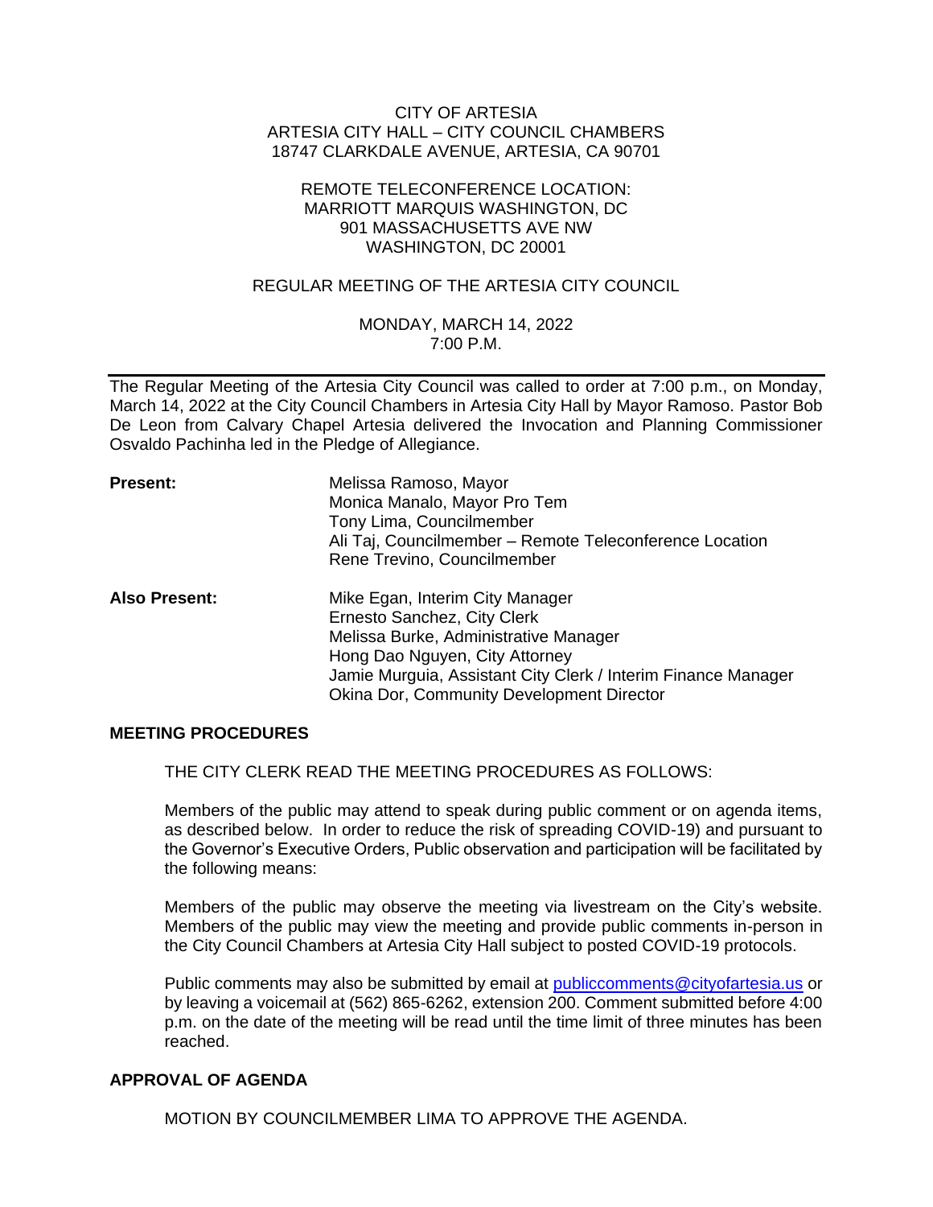CITY OF ARTESIA
ARTESIA CITY HALL – CITY COUNCIL CHAMBERS
18747 CLARKDALE AVENUE, ARTESIA, CA 90701

REMOTE TELECONFERENCE LOCATION:
MARRIOTT MARQUIS WASHINGTON, DC
901 MASSACHUSETTS AVE NW
WASHINGTON, DC 20001

REGULAR MEETING OF THE ARTESIA CITY COUNCIL

MONDAY, MARCH 14, 2022
7:00 P.M.

---

The Regular Meeting of the Artesia City Council was called to order at 7:00 p.m., on Monday, March 14, 2022 at the City Council Chambers in Artesia City Hall by Mayor Ramoso. Pastor Bob De Leon from Calvary Chapel Artesia delivered the Invocation and Planning Commissioner Osvaldo Pachinha led in the Pledge of Allegiance.

**Present:**
Melissa Ramoso, Mayor
Monica Manalo, Mayor Pro Tem
Tony Lima, Councilmember
Ali Taj, Councilmember – Remote Teleconference Location
Rene Trevino, Councilmember

**Also Present:**
Mike Egan, Interim City Manager
Ernesto Sanchez, City Clerk
Melissa Burke, Administrative Manager
Hong Dao Nguyen, City Attorney
Jamie Murguia, Assistant City Clerk / Interim Finance Manager
Okina Dor, Community Development Director

**MEETING PROCEDURES**

THE CITY CLERK READ THE MEETING PROCEDURES AS FOLLOWS:

Members of the public may attend to speak during public comment or on agenda items, as described below. In order to reduce the risk of spreading COVID-19) and pursuant to the Governor's Executive Orders, Public observation and participation will be facilitated by the following means:

Members of the public may observe the meeting via livestream on the City's website. Members of the public may view the meeting and provide public comments in-person in the City Council Chambers at Artesia City Hall subject to posted COVID-19 protocols.

Public comments may also be submitted by email at publiccomments@cityofartesia.us or by leaving a voicemail at (562) 865-6262, extension 200. Comment submitted before 4:00 p.m. on the date of the meeting will be read until the time limit of three minutes has been reached.

**APPROVAL OF AGENDA**

MOTION BY COUNCILMEMBER LIMA TO APPROVE THE AGENDA.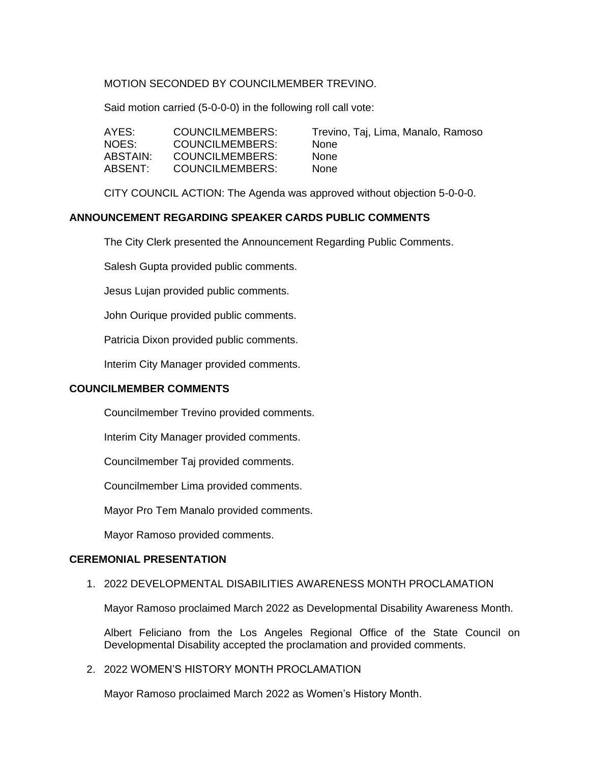MOTION SECONDED BY COUNCILMEMBER TREVINO.

Said motion carried (5-0-0-0) in the following roll call vote:

| | | |
|---|---|---|
| AYES: | COUNCILMEMBERS: | Trevino, Taj, Lima, Manalo, Ramoso |
| NOES: | COUNCILMEMBERS: | None |
| ABSTAIN: | COUNCILMEMBERS: | None |
| ABSENT: | COUNCILMEMBERS: | None |

CITY COUNCIL ACTION: The Agenda was approved without objection 5-0-0-0.

## ANNOUNCEMENT REGARDING SPEAKER CARDS PUBLIC COMMENTS

The City Clerk presented the Announcement Regarding Public Comments.

Salesh Gupta provided public comments.

Jesus Lujan provided public comments.

John Ourique provided public comments.

Patricia Dixon provided public comments.

Interim City Manager provided comments.

## COUNCILMEMBER COMMENTS

Councilmember Trevino provided comments.

Interim City Manager provided comments.

Councilmember Taj provided comments.

Councilmember Lima provided comments.

Mayor Pro Tem Manalo provided comments.

Mayor Ramoso provided comments.

## CEREMONIAL PRESENTATION

1. 2022 DEVELOPMENTAL DISABILITIES AWARENESS MONTH PROCLAMATION

   Mayor Ramoso proclaimed March 2022 as Developmental Disability Awareness Month.

   Albert Feliciano from the Los Angeles Regional Office of the State Council on Developmental Disability accepted the proclamation and provided comments.

2. 2022 WOMEN'S HISTORY MONTH PROCLAMATION

   Mayor Ramoso proclaimed March 2022 as Women's History Month.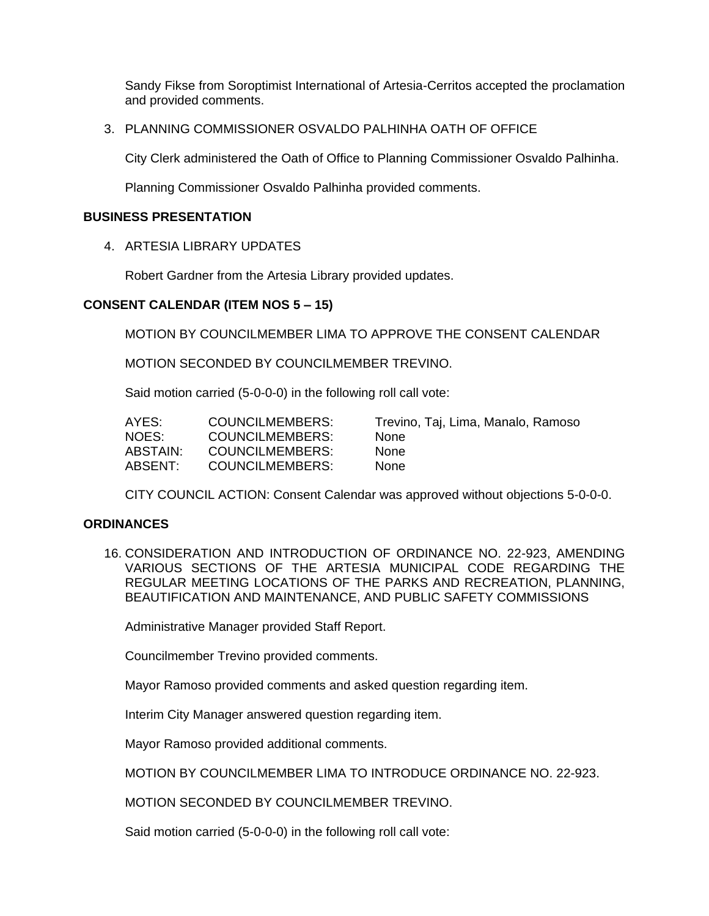Sandy Fikse from Soroptimist International of Artesia-Cerritos accepted the proclamation and provided comments.

3. PLANNING COMMISSIONER OSVALDO PALHINHA OATH OF OFFICE

   City Clerk administered the Oath of Office to Planning Commissioner Osvaldo Palhinha.

   Planning Commissioner Osvaldo Palhinha provided comments.

**BUSINESS PRESENTATION**

4. ARTESIA LIBRARY UPDATES

   Robert Gardner from the Artesia Library provided updates.

**CONSENT CALENDAR (ITEM NOS 5 – 15)**

MOTION BY COUNCILMEMBER LIMA TO APPROVE THE CONSENT CALENDAR

MOTION SECONDED BY COUNCILMEMBER TREVINO.

Said motion carried (5-0-0-0) in the following roll call vote:

| | | |
|---|---|---|
| AYES: | COUNCILMEMBERS: | Trevino, Taj, Lima, Manalo, Ramoso |
| NOES: | COUNCILMEMBERS: | None |
| ABSTAIN: | COUNCILMEMBERS: | None |
| ABSENT: | COUNCILMEMBERS: | None |

CITY COUNCIL ACTION: Consent Calendar was approved without objections 5-0-0-0.

**ORDINANCES**

16. CONSIDERATION AND INTRODUCTION OF ORDINANCE NO. 22-923, AMENDING VARIOUS SECTIONS OF THE ARTESIA MUNICIPAL CODE REGARDING THE REGULAR MEETING LOCATIONS OF THE PARKS AND RECREATION, PLANNING, BEAUTIFICATION AND MAINTENANCE, AND PUBLIC SAFETY COMMISSIONS

    Administrative Manager provided Staff Report.

    Councilmember Trevino provided comments.

    Mayor Ramoso provided comments and asked question regarding item.

    Interim City Manager answered question regarding item.

    Mayor Ramoso provided additional comments.

    MOTION BY COUNCILMEMBER LIMA TO INTRODUCE ORDINANCE NO. 22-923.

    MOTION SECONDED BY COUNCILMEMBER TREVINO.

    Said motion carried (5-0-0-0) in the following roll call vote: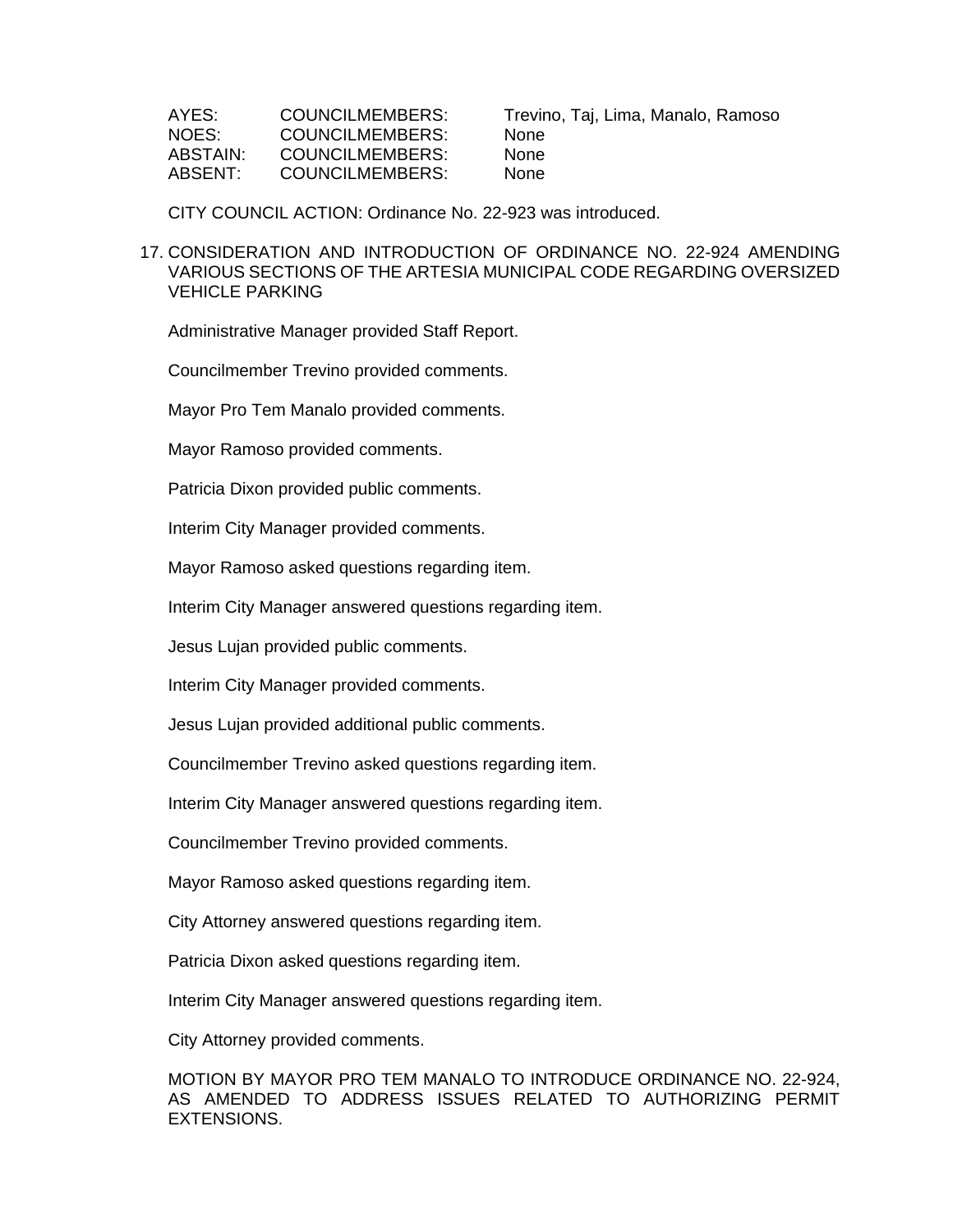| AYES: | COUNCILMEMBERS: | Trevino, Taj, Lima, Manalo, Ramoso |
|---|---|---|
| NOES: | COUNCILMEMBERS: | None |
| ABSTAIN: | COUNCILMEMBERS: | None |
| ABSENT: | COUNCILMEMBERS: | None |

CITY COUNCIL ACTION: Ordinance No. 22-923 was introduced.

17. CONSIDERATION AND INTRODUCTION OF ORDINANCE NO. 22-924 AMENDING VARIOUS SECTIONS OF THE ARTESIA MUNICIPAL CODE REGARDING OVERSIZED VEHICLE PARKING

Administrative Manager provided Staff Report.

Councilmember Trevino provided comments.

Mayor Pro Tem Manalo provided comments.

Mayor Ramoso provided comments.

Patricia Dixon provided public comments.

Interim City Manager provided comments.

Mayor Ramoso asked questions regarding item.

Interim City Manager answered questions regarding item.

Jesus Lujan provided public comments.

Interim City Manager provided comments.

Jesus Lujan provided additional public comments.

Councilmember Trevino asked questions regarding item.

Interim City Manager answered questions regarding item.

Councilmember Trevino provided comments.

Mayor Ramoso asked questions regarding item.

City Attorney answered questions regarding item.

Patricia Dixon asked questions regarding item.

Interim City Manager answered questions regarding item.

City Attorney provided comments.

MOTION BY MAYOR PRO TEM MANALO TO INTRODUCE ORDINANCE NO. 22-924, AS AMENDED TO ADDRESS ISSUES RELATED TO AUTHORIZING PERMIT EXTENSIONS.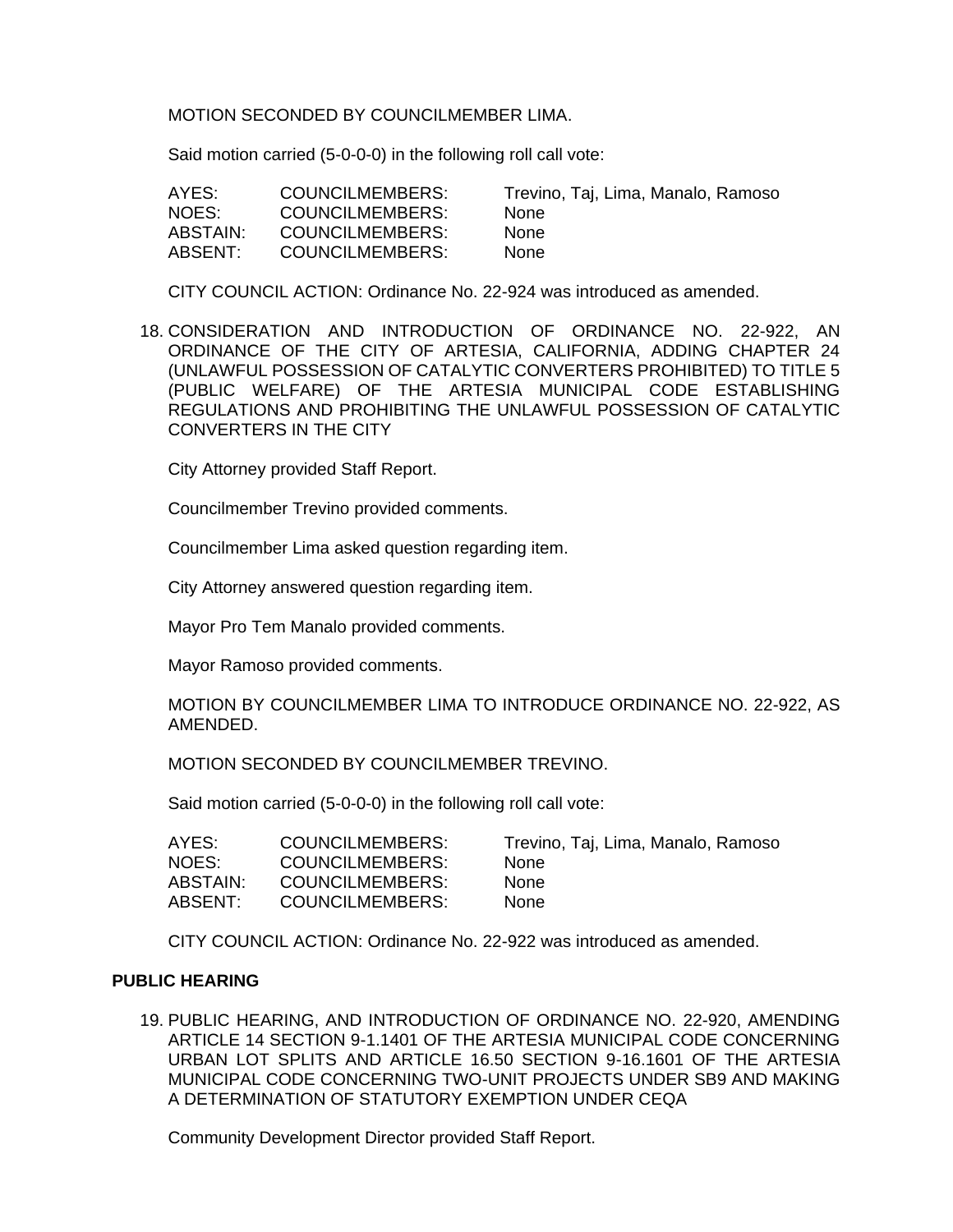MOTION SECONDED BY COUNCILMEMBER LIMA.

Said motion carried (5-0-0-0) in the following roll call vote:

| | | |
|---|---|---|
| AYES: | COUNCILMEMBERS: | Trevino, Taj, Lima, Manalo, Ramoso |
| NOES: | COUNCILMEMBERS: | None |
| ABSTAIN: | COUNCILMEMBERS: | None |
| ABSENT: | COUNCILMEMBERS: | None |

CITY COUNCIL ACTION: Ordinance No. 22-924 was introduced as amended.

18. CONSIDERATION AND INTRODUCTION OF ORDINANCE NO. 22-922, AN ORDINANCE OF THE CITY OF ARTESIA, CALIFORNIA, ADDING CHAPTER 24 (UNLAWFUL POSSESSION OF CATALYTIC CONVERTERS PROHIBITED) TO TITLE 5 (PUBLIC WELFARE) OF THE ARTESIA MUNICIPAL CODE ESTABLISHING REGULATIONS AND PROHIBITING THE UNLAWFUL POSSESSION OF CATALYTIC CONVERTERS IN THE CITY

    City Attorney provided Staff Report.

    Councilmember Trevino provided comments.

    Councilmember Lima asked question regarding item.

    City Attorney answered question regarding item.

    Mayor Pro Tem Manalo provided comments.

    Mayor Ramoso provided comments.

    MOTION BY COUNCILMEMBER LIMA TO INTRODUCE ORDINANCE NO. 22-922, AS AMENDED.

    MOTION SECONDED BY COUNCILMEMBER TREVINO.

    Said motion carried (5-0-0-0) in the following roll call vote:

| | | |
|---|---|---|
| AYES: | COUNCILMEMBERS: | Trevino, Taj, Lima, Manalo, Ramoso |
| NOES: | COUNCILMEMBERS: | None |
| ABSTAIN: | COUNCILMEMBERS: | None |
| ABSENT: | COUNCILMEMBERS: | None |

    CITY COUNCIL ACTION: Ordinance No. 22-922 was introduced as amended.

**PUBLIC HEARING**

19. PUBLIC HEARING, AND INTRODUCTION OF ORDINANCE NO. 22-920, AMENDING ARTICLE 14 SECTION 9-1.1401 OF THE ARTESIA MUNICIPAL CODE CONCERNING URBAN LOT SPLITS AND ARTICLE 16.50 SECTION 9-16.1601 OF THE ARTESIA MUNICIPAL CODE CONCERNING TWO-UNIT PROJECTS UNDER SB9 AND MAKING A DETERMINATION OF STATUTORY EXEMPTION UNDER CEQA

    Community Development Director provided Staff Report.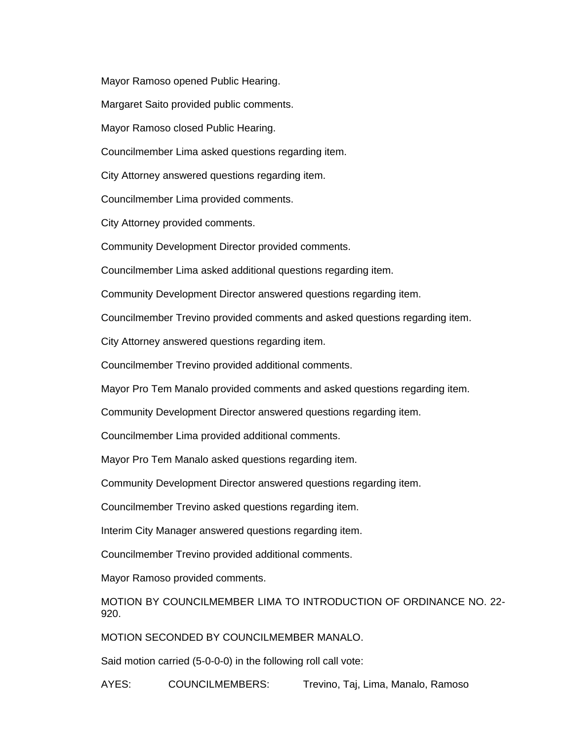Mayor Ramoso opened Public Hearing.

Margaret Saito provided public comments.

Mayor Ramoso closed Public Hearing.

Councilmember Lima asked questions regarding item.

City Attorney answered questions regarding item.

Councilmember Lima provided comments.

City Attorney provided comments.

Community Development Director provided comments.

Councilmember Lima asked additional questions regarding item.

Community Development Director answered questions regarding item.

Councilmember Trevino provided comments and asked questions regarding item.

City Attorney answered questions regarding item.

Councilmember Trevino provided additional comments.

Mayor Pro Tem Manalo provided comments and asked questions regarding item.

Community Development Director answered questions regarding item.

Councilmember Lima provided additional comments.

Mayor Pro Tem Manalo asked questions regarding item.

Community Development Director answered questions regarding item.

Councilmember Trevino asked questions regarding item.

Interim City Manager answered questions regarding item.

Councilmember Trevino provided additional comments.

Mayor Ramoso provided comments.

MOTION BY COUNCILMEMBER LIMA TO INTRODUCTION OF ORDINANCE NO. 22-920.

MOTION SECONDED BY COUNCILMEMBER MANALO.

Said motion carried (5-0-0-0) in the following roll call vote:

AYES: COUNCILMEMBERS: Trevino, Taj, Lima, Manalo, Ramoso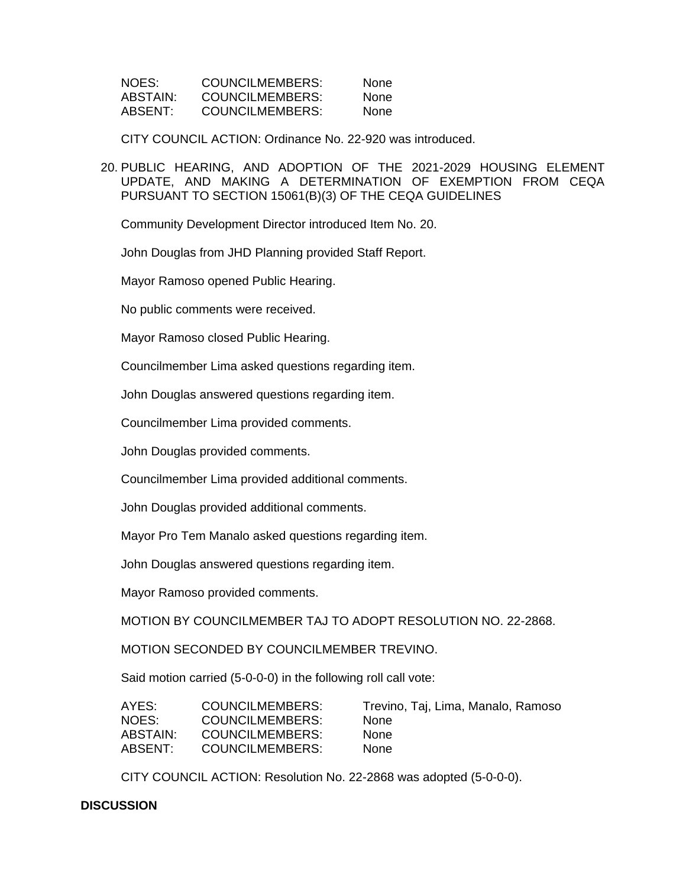| | | |
|---|---|---|
| NOES: | COUNCILMEMBERS: | None |
| ABSTAIN: | COUNCILMEMBERS: | None |
| ABSENT: | COUNCILMEMBERS: | None |

CITY COUNCIL ACTION: Ordinance No. 22-920 was introduced.

20. PUBLIC HEARING, AND ADOPTION OF THE 2021-2029 HOUSING ELEMENT UPDATE, AND MAKING A DETERMINATION OF EXEMPTION FROM CEQA PURSUANT TO SECTION 15061(B)(3) OF THE CEQA GUIDELINES

    Community Development Director introduced Item No. 20.

    John Douglas from JHD Planning provided Staff Report.

    Mayor Ramoso opened Public Hearing.

    No public comments were received.

    Mayor Ramoso closed Public Hearing.

    Councilmember Lima asked questions regarding item.

    John Douglas answered questions regarding item.

    Councilmember Lima provided comments.

    John Douglas provided comments.

    Councilmember Lima provided additional comments.

    John Douglas provided additional comments.

    Mayor Pro Tem Manalo asked questions regarding item.

    John Douglas answered questions regarding item.

    Mayor Ramoso provided comments.

    MOTION BY COUNCILMEMBER TAJ TO ADOPT RESOLUTION NO. 22-2868.

    MOTION SECONDED BY COUNCILMEMBER TREVINO.

    Said motion carried (5-0-0-0) in the following roll call vote:

| | | |
|---|---|---|
| AYES: | COUNCILMEMBERS: | Trevino, Taj, Lima, Manalo, Ramoso |
| NOES: | COUNCILMEMBERS: | None |
| ABSTAIN: | COUNCILMEMBERS: | None |
| ABSENT: | COUNCILMEMBERS: | None |

    CITY COUNCIL ACTION: Resolution No. 22-2868 was adopted (5-0-0-0).

**DISCUSSION**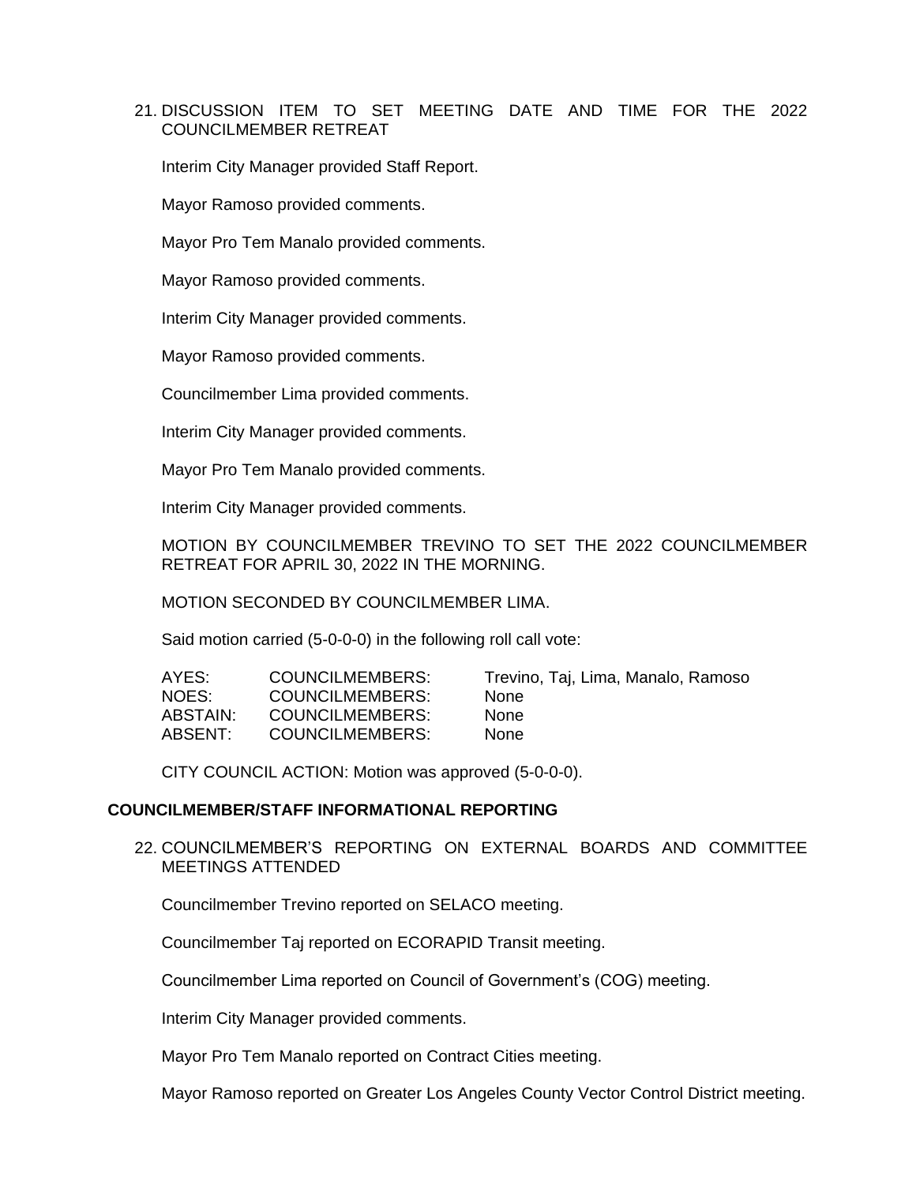21. DISCUSSION ITEM TO SET MEETING DATE AND TIME FOR THE 2022 COUNCILMEMBER RETREAT

    Interim City Manager provided Staff Report.

    Mayor Ramoso provided comments.

    Mayor Pro Tem Manalo provided comments.

    Mayor Ramoso provided comments.

    Interim City Manager provided comments.

    Mayor Ramoso provided comments.

    Councilmember Lima provided comments.

    Interim City Manager provided comments.

    Mayor Pro Tem Manalo provided comments.

    Interim City Manager provided comments.

    MOTION BY COUNCILMEMBER TREVINO TO SET THE 2022 COUNCILMEMBER RETREAT FOR APRIL 30, 2022 IN THE MORNING.

    MOTION SECONDED BY COUNCILMEMBER LIMA.

    Said motion carried (5-0-0-0) in the following roll call vote:

| | | |
|---|---|---|
| AYES: | COUNCILMEMBERS: | Trevino, Taj, Lima, Manalo, Ramoso |
| NOES: | COUNCILMEMBERS: | None |
| ABSTAIN: | COUNCILMEMBERS: | None |
| ABSENT: | COUNCILMEMBERS: | None |

    CITY COUNCIL ACTION: Motion was approved (5-0-0-0).

**COUNCILMEMBER/STAFF INFORMATIONAL REPORTING**

22. COUNCILMEMBER'S REPORTING ON EXTERNAL BOARDS AND COMMITTEE MEETINGS ATTENDED

    Councilmember Trevino reported on SELACO meeting.

    Councilmember Taj reported on ECORAPID Transit meeting.

    Councilmember Lima reported on Council of Government's (COG) meeting.

    Interim City Manager provided comments.

    Mayor Pro Tem Manalo reported on Contract Cities meeting.

    Mayor Ramoso reported on Greater Los Angeles County Vector Control District meeting.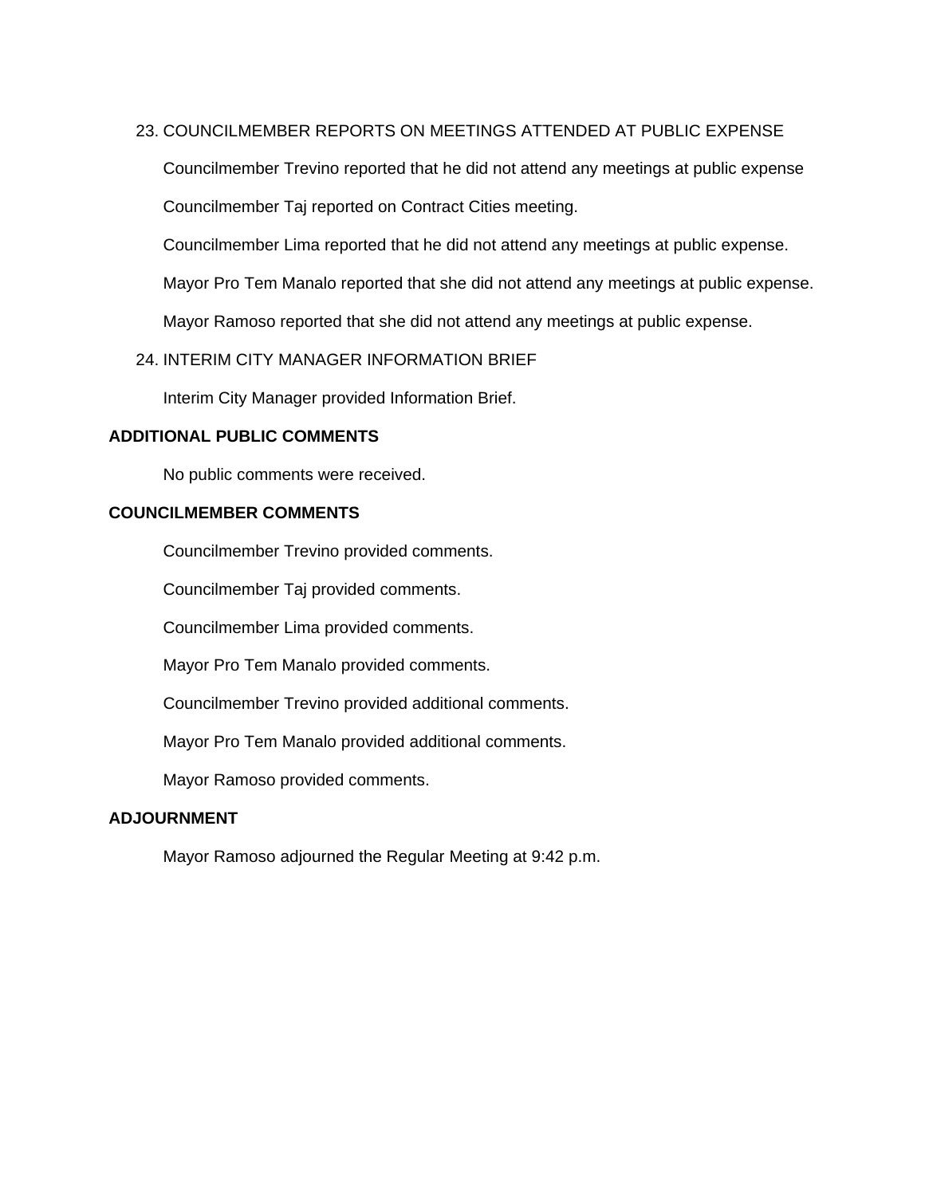23. COUNCILMEMBER REPORTS ON MEETINGS ATTENDED AT PUBLIC EXPENSE

    Councilmember Trevino reported that he did not attend any meetings at public expense

    Councilmember Taj reported on Contract Cities meeting.

    Councilmember Lima reported that he did not attend any meetings at public expense.

    Mayor Pro Tem Manalo reported that she did not attend any meetings at public expense.

    Mayor Ramoso reported that she did not attend any meetings at public expense.

24. INTERIM CITY MANAGER INFORMATION BRIEF

    Interim City Manager provided Information Brief.

**ADDITIONAL PUBLIC COMMENTS**

No public comments were received.

**COUNCILMEMBER COMMENTS**

Councilmember Trevino provided comments.

Councilmember Taj provided comments.

Councilmember Lima provided comments.

Mayor Pro Tem Manalo provided comments.

Councilmember Trevino provided additional comments.

Mayor Pro Tem Manalo provided additional comments.

Mayor Ramoso provided comments.

**ADJOURNMENT**

Mayor Ramoso adjourned the Regular Meeting at 9:42 p.m.